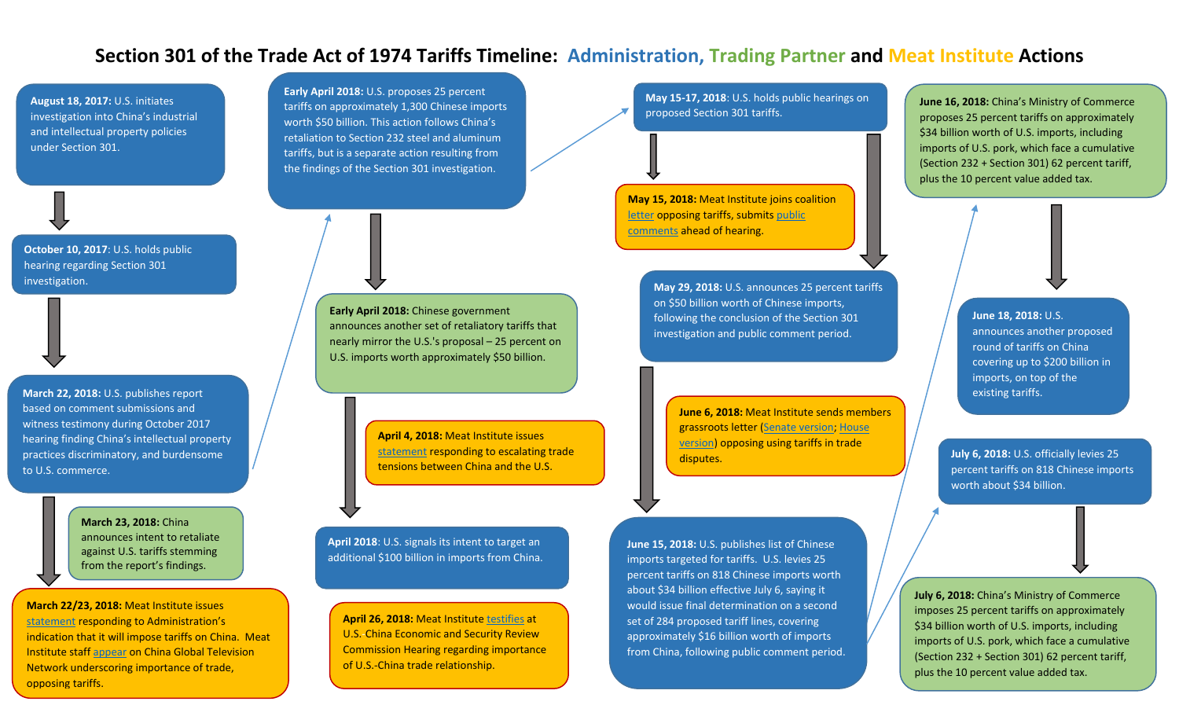# Section 301 of the Trade Act of 1974 Tariffs Timeline: Administration, Trading Partner and Meat Institute Actions

**August 18, 2017:** U.S. initiates investigation into China's industrial and intellectual property policies under Section 301.

**October 10, 2017:** U.S. holds public hearing regarding Section 301 investigation.

**March 22, 2018:** U.S. publishes report based on comment submissions and witness testimony during October 2017 hearing finding China's intellectual property practices discriminatory, and burdensome to U.S. commerce.

**March 23, 2018:** China announces intent to retaliate against U.S. tariffs stemming from the report's findings.

**March 22/23, 2018:** Meat Institute issues statement responding to Administration's indication that it will impose tariffs on China. Meat Institute staff appear on China Global Television Network underscoring importance of trade, opposing tariffs.

**Early April 2018:** U.S. proposes 25 percent tariffs on approximately 1,300 Chinese imports worth $50 billion. This action follows China's retaliation to Section 232 steel and aluminum tariffs, but is a separate action resulting from the findings of the Section 301 investigation.

**Early April 2018:** Chinese government announces another set of retaliatory tariffs that nearly mirror the U.S.'s proposal – 25 percent on U.S. imports worth approximately $50 billion.

**April 4, 2018:** Meat Institute issues statement responding to escalating trade tensions between China and the U.S.

**April 2018:** U.S. signals its intent to target an additional $100 billion in imports from China.

**April 26, 2018:** Meat Institute testifies at U.S. China Economic and Security Review Commission Hearing regarding importance of U.S.-China trade relationship.

**May 15-17, 2018:** U.S. holds public hearings on proposed Section 301 tariffs.

**May 15, 2018:** Meat Institute joins coalition letter opposing tariffs, submits public comments ahead of hearing.

**May 29, 2018:** U.S. announces 25 percent tariffs on $50 billion worth of Chinese imports, following the conclusion of the Section 301 investigation and public comment period.

**June 6, 2018:** Meat Institute sends members grassroots letter (Senate version; House version) opposing using tariffs in trade disputes.

**June 15, 2018:** U.S. publishes list of Chinese imports targeted for tariffs. U.S. levies 25 percent tariffs on 818 Chinese imports worth about $34 billion effective July 6, saying it would issue final determination on a second set of 284 proposed tariff lines, covering approximately $16 billion worth of imports from China, following public comment period.

**June 16, 2018:** China's Ministry of Commerce proposes 25 percent tariffs on approximately $34 billion worth of U.S. imports, including imports of U.S. pork, which face a cumulative (Section 232 + Section 301) 62 percent tariff, plus the 10 percent value added tax.

**June 18, 2018:** U.S. announces another proposed round of tariffs on China covering up to $200 billion in imports, on top of the existing tariffs.

**July 6, 2018:** U.S. officially levies 25 percent tariffs on 818 Chinese imports worth about $34 billion.

**July 6, 2018:** China's Ministry of Commerce imposes 25 percent tariffs on approximately $34 billion worth of U.S. imports, including imports of U.S. pork, which face a cumulative (Section 232 + Section 301) 62 percent tariff, plus the 10 percent value added tax.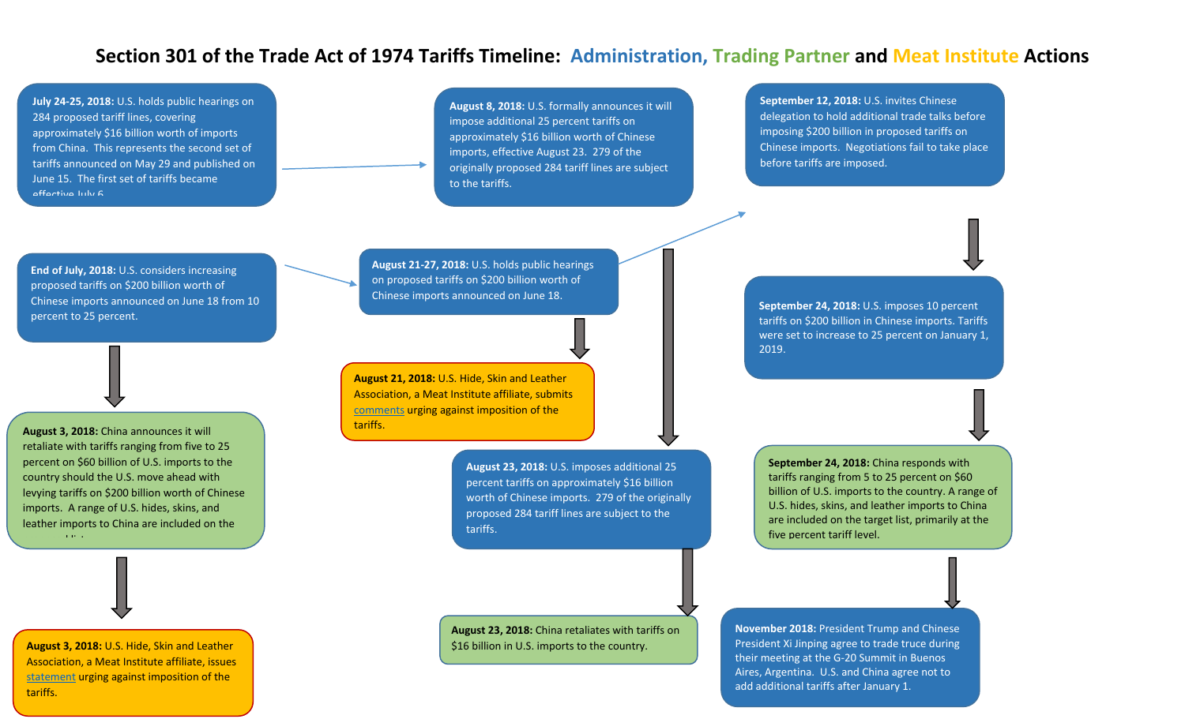# Section 301 of the Trade Act of 1974 Tariffs Timeline: Administration, Trading Partner and Meat Institute Actions

**July 24-25, 2018:** U.S. holds public hearings on 284 proposed tariff lines, covering approximately $16 billion worth of imports from China. This represents the second set of tariffs announced on May 29 and published on June 15. The first set of tariffs became effective July 6.

**End of July, 2018:** U.S. considers increasing proposed tariffs on $200 billion worth of Chinese imports announced on June 18 from 10 percent to 25 percent.

**August 3, 2018:** China announces it will retaliate with tariffs ranging from five to 25 percent on $60 billion of U.S. imports to the country should the U.S. move ahead with levying tariffs on $200 billion worth of Chinese imports. A range of U.S. hides, skins, and leather imports to China are included on the list.

**August 3, 2018:** U.S. Hide, Skin and Leather Association, a Meat Institute affiliate, issues statement urging against imposition of the tariffs.

**August 8, 2018:** U.S. formally announces it will impose additional 25 percent tariffs on approximately $16 billion worth of Chinese imports, effective August 23. 279 of the originally proposed 284 tariff lines are subject to the tariffs.

**August 21-27, 2018:** U.S. holds public hearings on proposed tariffs on $200 billion worth of Chinese imports announced on June 18.

**August 21, 2018:** U.S. Hide, Skin and Leather Association, a Meat Institute affiliate, submits comments urging against imposition of the tariffs.

**August 23, 2018:** U.S. imposes additional 25 percent tariffs on approximately $16 billion worth of Chinese imports. 279 of the originally proposed 284 tariff lines are subject to the tariffs.

**August 23, 2018:** China retaliates with tariffs on $16 billion in U.S. imports to the country.

**September 12, 2018:** U.S. invites Chinese delegation to hold additional trade talks before imposing $200 billion in proposed tariffs on Chinese imports. Negotiations fail to take place before tariffs are imposed.

**September 24, 2018:** U.S. imposes 10 percent tariffs on $200 billion in Chinese imports. Tariffs were set to increase to 25 percent on January 1, 2019.

**September 24, 2018:** China responds with tariffs ranging from 5 to 25 percent on $60 billion of U.S. imports to the country. A range of U.S. hides, skins, and leather imports to China are included on the target list, primarily at the five percent tariff level.

**November 2018:** President Trump and Chinese President Xi Jinping agree to trade truce during their meeting at the G-20 Summit in Buenos Aires, Argentina. U.S. and China agree not to add additional tariffs after January 1.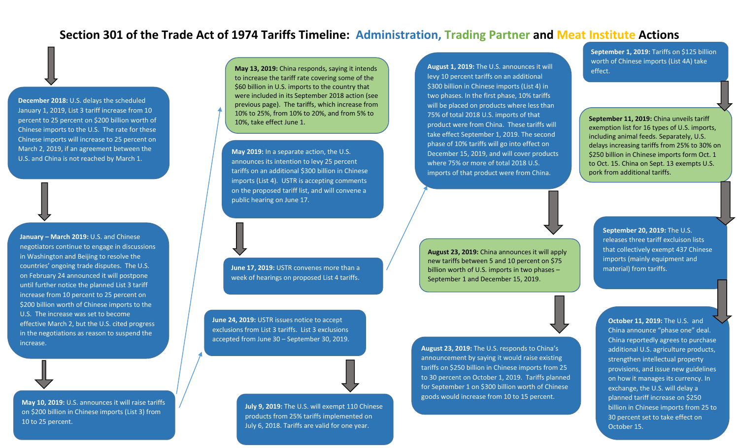# Section 301 of the Trade Act of 1974 Tariffs Timeline: Administration, Trading Partner and Meat Institute Actions

**December 2018:** U.S. delays the scheduled January 1, 2019, List 3 tariff increase from 10 percent to 25 percent on $200 billion worth of Chinese imports to the U.S. The rate for these Chinese imports will increase to 25 percent on March 2, 2019, if an agreement between the U.S. and China is not reached by March 1.

**January – March 2019:** U.S. and Chinese negotiators continue to engage in discussions in Washington and Beijing to resolve the countries' ongoing trade disputes. The U.S. on February 24 announced it will postpone until further notice the planned List 3 tariff increase from 10 percent to 25 percent on $200 billion worth of Chinese imports to the U.S. The increase was set to become effective March 2, but the U.S. cited progress in the negotiations as reason to suspend the increase.

**May 10, 2019:** U.S. announces it will raise tariffs on $200 billion in Chinese imports (List 3) from 10 to 25 percent.

**May 13, 2019:** China responds, saying it intends to increase the tariff rate covering some of the $60 billion in U.S. imports to the country that were included in its September 2018 action (see previous page). The tariffs, which increase from 10% to 25%, from 10% to 20%, and from 5% to 10%, take effect June 1.

**May 2019:** In a separate action, the U.S. announces its intention to levy 25 percent tariffs on an additional $300 billion in Chinese imports (List 4). USTR is accepting comments on the proposed tariff list, and will convene a public hearing on June 17.

**June 17, 2019:** USTR convenes more than a week of hearings on proposed List 4 tariffs.

**June 24, 2019:** USTR issues notice to accept exclusions from List 3 tariffs. List 3 exclusions accepted from June 30 – September 30, 2019.

**July 9, 2019:** The U.S. will exempt 110 Chinese products from 25% tariffs implemented on July 6, 2018. Tariffs are valid for one year.

**August 1, 2019:** The U.S. announces it will levy 10 percent tariffs on an additional $300 billion in Chinese imports (List 4) in two phases. In the first phase, 10% tariffs will be placed on products where less than 75% of total 2018 U.S. imports of that product were from China. These tariffs will take effect September 1, 2019. The second phase of 10% tariffs will go into effect on December 15, 2019, and will cover products where 75% or more of total 2018 U.S. imports of that product were from China.

**August 23, 2019:** China announces it will apply new tariffs between 5 and 10 percent on $75 billion worth of U.S. imports in two phases – September 1 and December 15, 2019.

**August 23, 2019:** The U.S. responds to China's announcement by saying it would raise existing tariffs on $250 billion in Chinese imports from 25 to 30 percent on October 1, 2019. Tariffs planned for September 1 on $300 billion worth of Chinese goods would increase from 10 to 15 percent.

**September 1, 2019:** Tariffs on $125 billion worth of Chinese imports (List 4A) take effect.

**September 11, 2019:** China unveils tariff exemption list for 16 types of U.S. imports, including animal feeds. Separately, U.S. delays increasing tariffs from 25% to 30% on $250 billion in Chinese imports form Oct. 1 to Oct. 15. China on Sept. 13 exempts U.S. pork from additional tariffs.

**September 20, 2019:** The U.S. releases three tariff excluison lists that collectively exempt 437 Chinese imports (mainly equipment and material) from tariffs.

**October 11, 2019:** The U.S. and China announce "phase one" deal. China reportedly agrees to purchase additional U.S. agriculture products, strengthen intellectual property provisions, and issue new guidelines on how it manages its currency. In exchange, the U.S. will delay a planned tariff increase on $250 billion in Chinese imports from 25 to 30 percent set to take effect on October 15.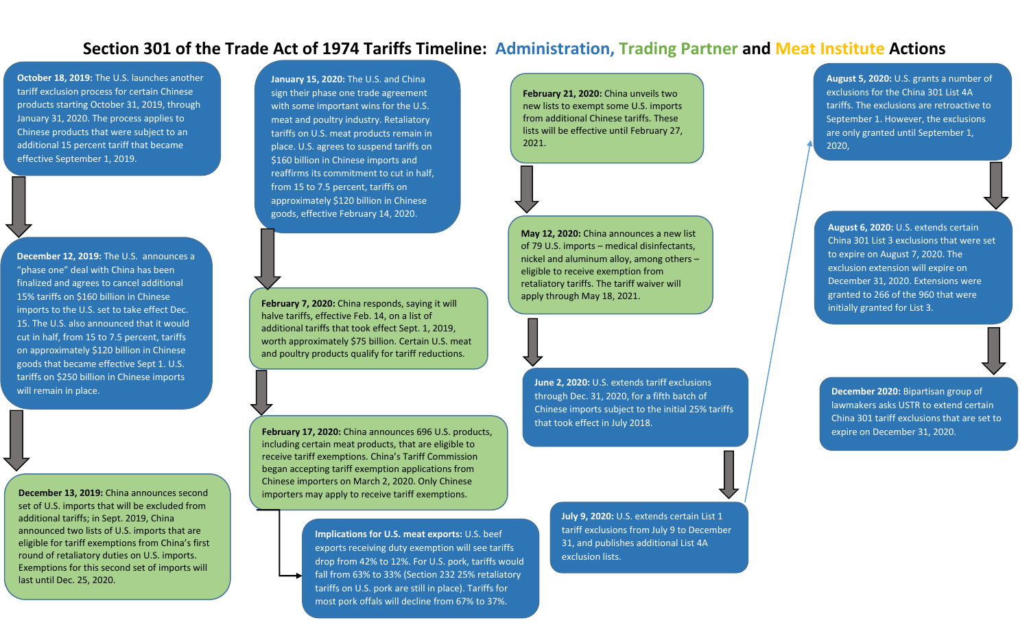# Section 301 of the Trade Act of 1974 Tariffs Timeline: Administration, Trading Partner and Meat Institute Actions

**October 18, 2019:** The U.S. launches another tariff exclusion process for certain Chinese products starting October 31, 2019, through January 31, 2020. The process applies to Chinese products that were subject to an additional 15 percent tariff that became effective September 1, 2019.

**December 12, 2019:** The U.S. announces a "phase one" deal with China has been finalized and agrees to cancel additional 15% tariffs on $160 billion in Chinese imports that the U.S. set to take effect Dec. 15. The U.S. also announced that it would cut in half, from 15 to 7.5 percent, tariffs on approximately $120 billion in Chinese goods that became effective Sept 1. U.S. tariffs on $250 billion in Chinese imports will remain in place.

**December 13, 2019:** China announces second set of U.S. imports that will be excluded from additional tariffs; in Sept. 2019, China announced two lists of U.S. imports that are eligible for tariff exemptions from China's first round of retaliatory duties on U.S. imports. Exemptions for this second set of imports will last until Dec. 25, 2020.

**January 15, 2020:** The U.S. and China sign their phase one trade agreement with some important wins for the U.S. meat and poultry industry. Retaliatory tariffs on U.S. meat products remain in place. U.S. agrees to suspend tariffs on $160 billion in Chinese imports and reaffirms its commitment to cut in half, from 15 to 7.5 percent, tariffs on approximately $120 billion in Chinese goods, effective February 14, 2020.

**February 7, 2020:** China responds, saying it will halve tariffs, effective Feb. 14, on a list of additional tariffs that took effect Sept. 1, 2019, worth approximately $75 billion. Certain U.S. meat and poultry products qualify for tariff reductions.

**February 17, 2020:** China announces 696 U.S. products, including certain meat products, that are eligible to receive tariff exemptions. China's Tariff Commission began accepting tariff exemption applications from Chinese importers on March 2, 2020. Only Chinese importers may apply to receive tariff exemptions.

**Implications for U.S. meat exports:** U.S. beef exports receiving duty exemption will see tariffs drop from 42% to 12%. For U.S. pork, tariffs would fall from 63% to 33% (Section 232 25% retaliatory tariffs on U.S. pork are still in place). Tariffs for most pork offals will decline from 67% to 37%.

**February 21, 2020:** China unveils two new lists to exempt some U.S. imports from additional Chinese tariffs. These lists will be effective until February 27, 2021.

**May 12, 2020:** China announces a new list of 79 U.S. imports – medical disinfectants, nickel and aluminum alloy, among others – eligible to receive exemption from retaliatory tariffs. The tariff waiver will apply through May 18, 2021.

**June 2, 2020:** U.S. extends tariff exclusions through Dec. 31, 2020, for a fifth batch of Chinese imports subject to the initial 25% tariffs that took effect in July 2018.

**July 9, 2020:** U.S. extends certain List 1 tariff exclusions from July 9 to December 31, and publishes additional List 4A exclusion lists.

**August 5, 2020:** U.S. grants a number of exclusions for the China 301 List 4A tariffs. The exclusions are retroactive to September 1. However, the exclusions are only granted until September 1, 2020,

**August 6, 2020:** U.S. extends certain China 301 List 3 exclusions that were set to expire on August 7, 2020. The exclusion extension will expire on December 31, 2020. Extensions were granted to 266 of the 960 that were initially granted for List 3.

**December 2020:** Bipartisan group of lawmakers asks USTR to extend certain China 301 tariff exclusions that are set to expire on December 31, 2020.